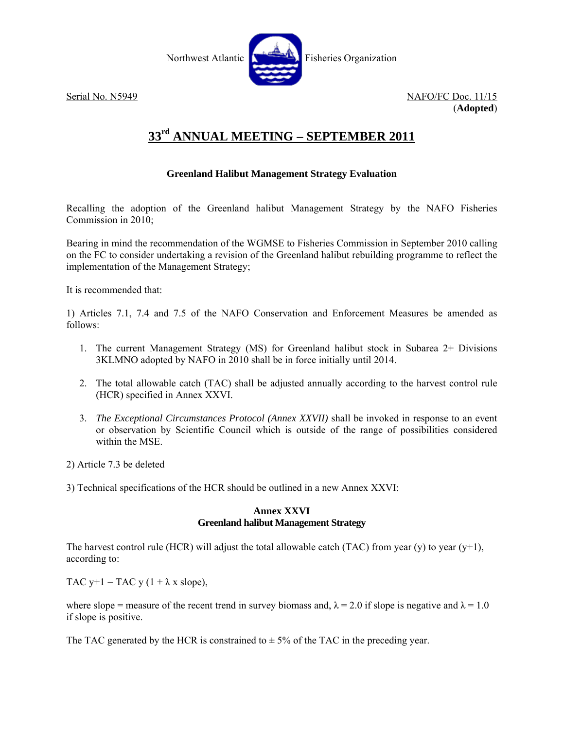Northwest Atlantic Fisheries Organization

Serial No. N5949 NAFO/FC Doc. 11/15

(**Adopted**)

# 33rd ANNUAL MEETING – SEPTEMBER 2011

### Greenland Halibut Management Strategy Evaluation

Recalling the adoption of the Greenland halibut Management Strategy by the NAFO Fisheries Commission in 2010;

Bearing in mind the recommendation of the WGMSE to Fisheries Commission in September 2010 calling on the FC to consider undertaking a revision of the Greenland halibut rebuilding programme to reflect the implementation of the Management Strategy;

It is recommended that:

1) Articles 7.1, 7.4 and 7.5 of the NAFO Conservation and Enforcement Measures be amended as follows:

1. The current Management Strategy (MS) for Greenland halibut stock in Subarea 2+ Divisions 3KLMNO adopted by NAFO in 2010 shall be in force initially until 2014.
2. The total allowable catch (TAC) shall be adjusted annually according to the harvest control rule (HCR) specified in Annex XXVI.
3. *The Exceptional Circumstances Protocol (Annex XXVII)* shall be invoked in response to an event or observation by Scientific Council which is outside of the range of possibilities considered within the MSE.

2) Article 7.3 be deleted

3) Technical specifications of the HCR should be outlined in a new Annex XXVI:

### Annex XXVI
### Greenland halibut Management Strategy

The harvest control rule (HCR) will adjust the total allowable catch (TAC) from year (y) to year (y+1), according to:

$$TAC_{y+1} = TAC_y (1 + \lambda \times slope),$$

where slope = measure of the recent trend in survey biomass and, $\lambda = 2.0$ if slope is negative and $\lambda = 1.0$ if slope is positive.

The TAC generated by the HCR is constrained to $\pm$ 5% of the TAC in the preceding year.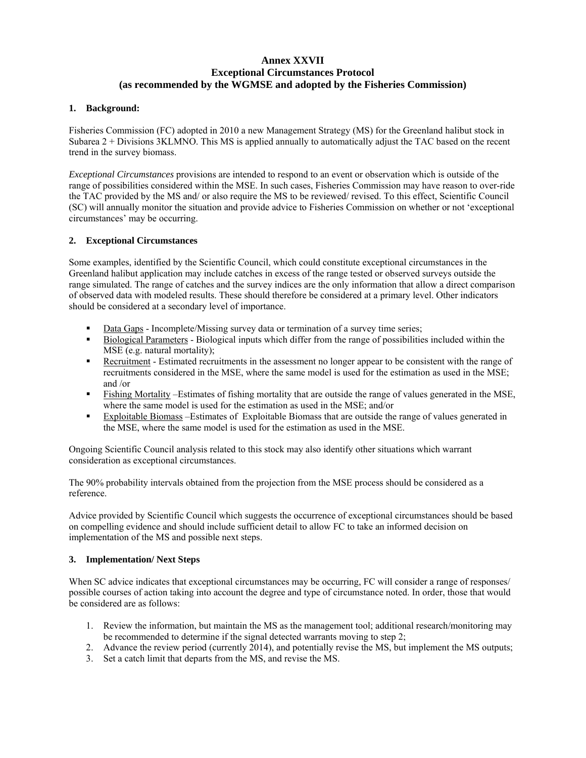# Annex XXVII
# Exceptional Circumstances Protocol
# (as recommended by the WGMSE and adopted by the Fisheries Commission)

## 1. Background:

Fisheries Commission (FC) adopted in 2010 a new Management Strategy (MS) for the Greenland halibut stock in Subarea 2 + Divisions 3KLMNO. This MS is applied annually to automatically adjust the TAC based on the recent trend in the survey biomass.

*Exceptional Circumstances* provisions are intended to respond to an event or observation which is outside of the range of possibilities considered within the MSE. In such cases, Fisheries Commission may have reason to over-ride the TAC provided by the MS and/ or also require the MS to be reviewed/ revised. To this effect, Scientific Council (SC) will annually monitor the situation and provide advice to Fisheries Commission on whether or not 'exceptional circumstances' may be occurring.

## 2. Exceptional Circumstances

Some examples, identified by the Scientific Council, which could constitute exceptional circumstances in the Greenland halibut application may include catches in excess of the range tested or observed surveys outside the range simulated. The range of catches and the survey indices are the only information that allow a direct comparison of observed data with modeled results. These should therefore be considered at a primary level. Other indicators should be considered at a secondary level of importance.

- Data Gaps - Incomplete/Missing survey data or termination of a survey time series;
- Biological Parameters - Biological inputs which differ from the range of possibilities included within the MSE (e.g. natural mortality);
- Recruitment - Estimated recruitments in the assessment no longer appear to be consistent with the range of recruitments considered in the MSE, where the same model is used for the estimation as used in the MSE; and /or
- Fishing Mortality –Estimates of fishing mortality that are outside the range of values generated in the MSE, where the same model is used for the estimation as used in the MSE; and/or
- Exploitable Biomass –Estimates of Exploitable Biomass that are outside the range of values generated in the MSE, where the same model is used for the estimation as used in the MSE.

Ongoing Scientific Council analysis related to this stock may also identify other situations which warrant consideration as exceptional circumstances.

The 90% probability intervals obtained from the projection from the MSE process should be considered as a reference.

Advice provided by Scientific Council which suggests the occurrence of exceptional circumstances should be based on compelling evidence and should include sufficient detail to allow FC to take an informed decision on implementation of the MS and possible next steps.

## 3. Implementation/ Next Steps

When SC advice indicates that exceptional circumstances may be occurring, FC will consider a range of responses/ possible courses of action taking into account the degree and type of circumstance noted. In order, those that would be considered are as follows:

1. Review the information, but maintain the MS as the management tool; additional research/monitoring may be recommended to determine if the signal detected warrants moving to step 2;
2. Advance the review period (currently 2014), and potentially revise the MS, but implement the MS outputs;
3. Set a catch limit that departs from the MS, and revise the MS.